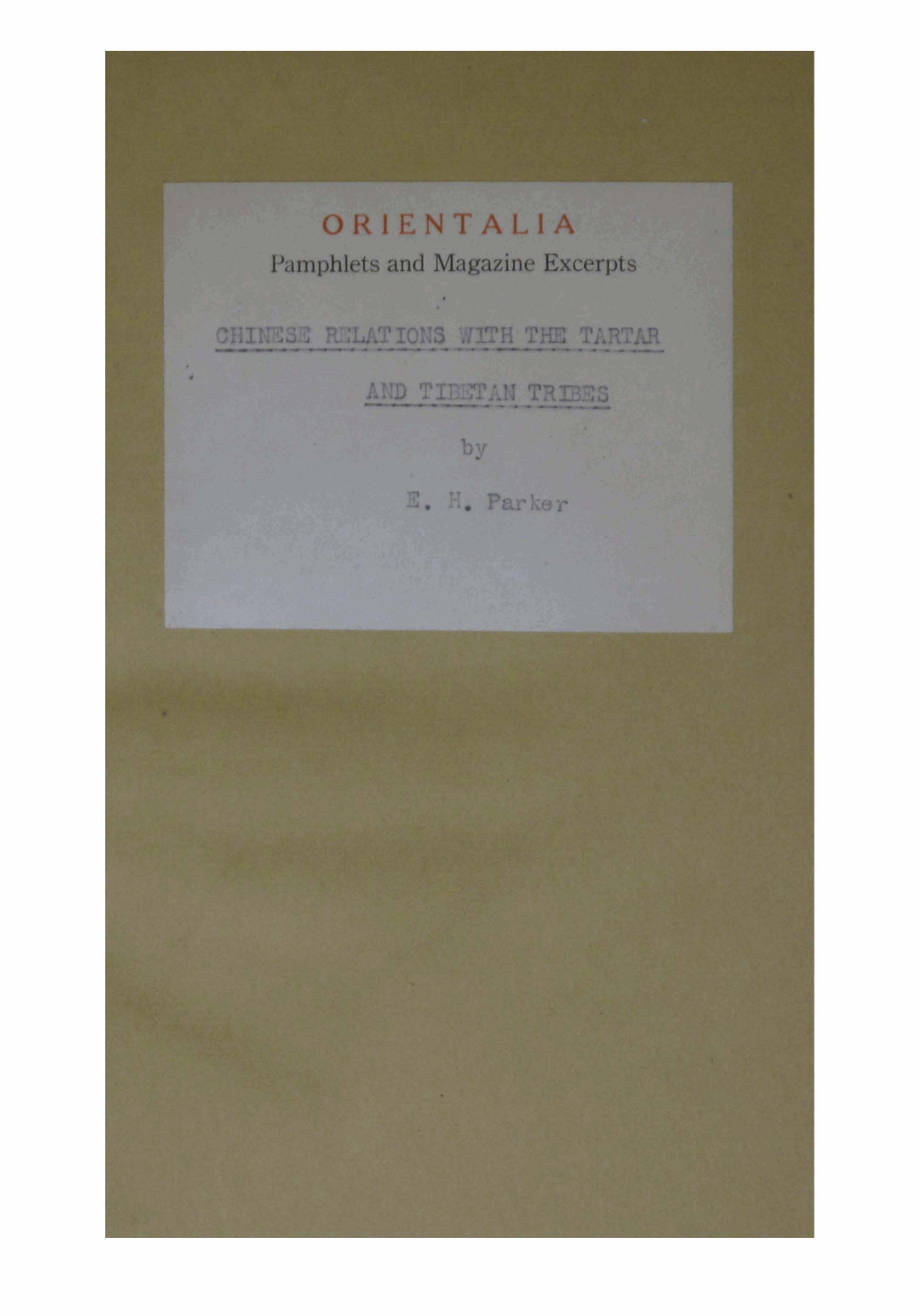# ORIENTALIA

Pamphlets and Magazine Excerpts

## CHINESE RELATIONS WITH THE TARTAR AND TIBETAN TRIBES

by

E. H. Parker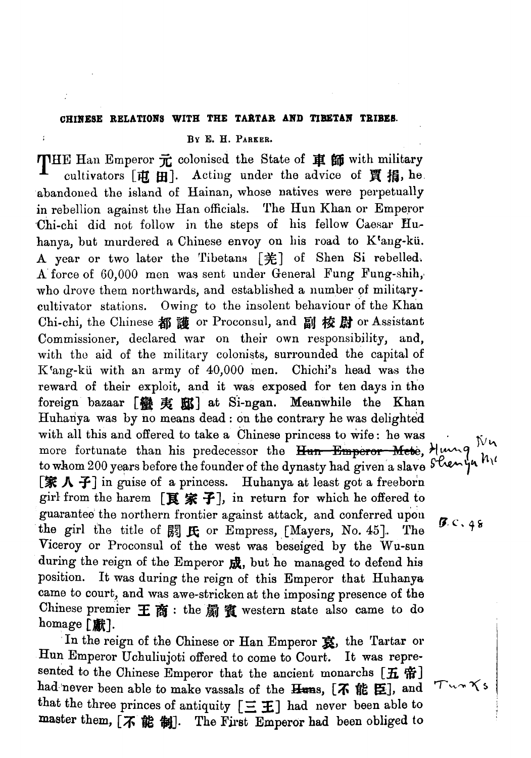## CHINESE RELATIONS WITH THE TARTAR AND TIBETAN TRIBES.

By E. H. Parker.

The Han Emperor 元 colonised the State of 車師 with military cultivators [屯田]. Acting under the advice of 賈捐, he abandoned the island of Hainan, whose natives were perpetually in rebellion against the Han officials. The Hun Khan or Emperor Chi-chi did not follow in the steps of his fellow Caesar Huhanya, but murdered a Chinese envoy on his road to K'ang-kü. A year or two later the Tibetans [羌] of Shen Si rebelled. A force of 60,000 men was sent under General Fung Fung-shih, who drove them northwards, and established a number of military-cultivator stations. Owing to the insolent behaviour of the Khan Chi-chi, the Chinese 都護 or Proconsul, and 副校尉 or Assistant Commissioner, declared war on their own responsibility, and, with the aid of the military colonists, surrounded the capital of K'ang-kü with an army of 40,000 men. Chichi's head was the reward of their exploit, and it was exposed for ten days in the foreign bazaar [蠻夷邸] at Si-ngan. Meanwhile the Khan Huhanya was by no means dead: on the contrary he was delighted with all this and offered to take a Chinese princess to wife: he was more fortunate than his predecessor the ~~Hun Emperor Mete~~, Hiung Nu Shenyu Me to whom 200 years before the founder of the dynasty had given a slave [家人子] in guise of a princess. Huhanya at least got a freeborn girl from the harem [頁家子], in return for which he offered to guarantee the northern frontier against attack, and conferred upon the girl the title of 閼氏 or Empress, [Mayers, No. 45]. The Viceroy or Proconsul of the west was beseiged by the Wu-sun during the reign of the Emperor 成, but he managed to defend his position. It was during the reign of this Emperor that Huhanya came to court, and was awe-stricken at the imposing presence of the Chinese premier 王商: the 罽賓 western state also came to do homage [獻].

B.C. 48

In the reign of the Chinese or Han Emperor 哀, the Tartar or Hun Emperor Uchuliujoti offered to come to Court. It was represented to the Chinese Emperor that the ancient monarchs [五帝] had never been able to make vassals of the ~~Huns~~ Turks, [不能臣], and that the three princes of antiquity [三王] had never been able to master them, [不能制]. The First Emperor had been obliged to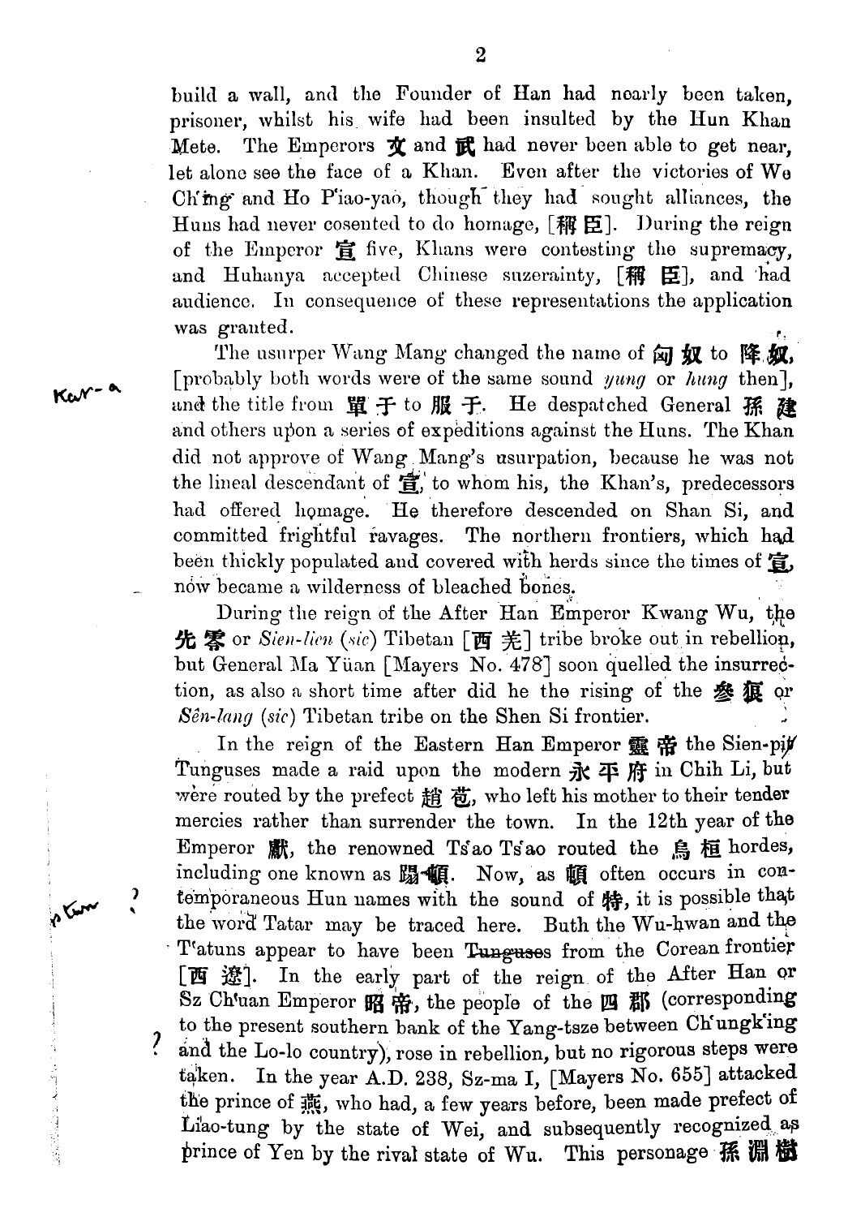build a wall, and the Founder of Han had nearly been taken, prisoner, whilst his wife had been insulted by the Hun Khan Mete. The Emperors 文 and 武 had never been able to get near, let alone see the face of a Khan. Even after the victories of We Ch'ing and Ho P'iao-yao, though they had sought alliances, the Huns had never cosented to do homage, [稱臣]. During the reign of the Emperor 宣 five, Khans were contesting the supremacy, and Huhanya accepted Chinese suzerainty, [稱臣], and had audience. In consequence of these representations the application was granted.

The usurper Wang Mang changed the name of 匈奴 to 降奴, [probably both words were of the same sound *yung* or *hung* then], and the title from 單于 to 服于. He despatched General 孫建 and others upon a series of expeditions against the Huns. The Khan did not approve of Wang Mang's usurpation, because he was not the lineal descendant of 宣, to whom his, the Khan's, predecessors had offered homage. He therefore descended on Shan Si, and committed frightful ravages. The northern frontiers, which had been thickly populated and covered with herds since the times of 宣, now became a wilderness of bleached bones.

During the reign of the After Han Emperor Kwang Wu, the 先零 or *Sien-lien* (*sic*) Tibetan [西羌] tribe broke out in rebellion, but General Ma Yüan [Mayers No. 478] soon quelled the insurrection, as also a short time after did he the rising of the 參狼 or *Sên-lang* (*sic*) Tibetan tribe on the Shen Si frontier.

In the reign of the Eastern Han Emperor 靈帝 the Sien-pi Tunguses made a raid upon the modern 永平府 in Chih Li, but were routed by the prefect 趙苞, who left his mother to their tender mercies rather than surrender the town. In the 12th year of the Emperor 獻, the renowned Ts'ao Ts'ao routed the 烏桓 hordes, including one known as 蹋頓. Now, as 頓 often occurs in contemporaneous Hun names with the sound of 特, it is possible that the word Tatar may be traced here. Buth the Wu-hwan and the T'atuns appear to have been ~~Tunguses~~ from the Corean frontier [西遼]. In the early part of the reign of the After Han or Sz Ch'uan Emperor 昭帝, the people of the 四郡 (corresponding to the present southern bank of the Yang-tsze between Ch'ungk'ing and the Lo-lo country), rose in rebellion, but no rigorous steps were taken. In the year A.D. 238, Sz-ma I, [Mayers No. 655] attacked the prince of 燕, who had, a few years before, been made prefect of Liao-tung by the state of Wei, and subsequently recognized as prince of Yen by the rival state of Wu. This personage 孫淵樹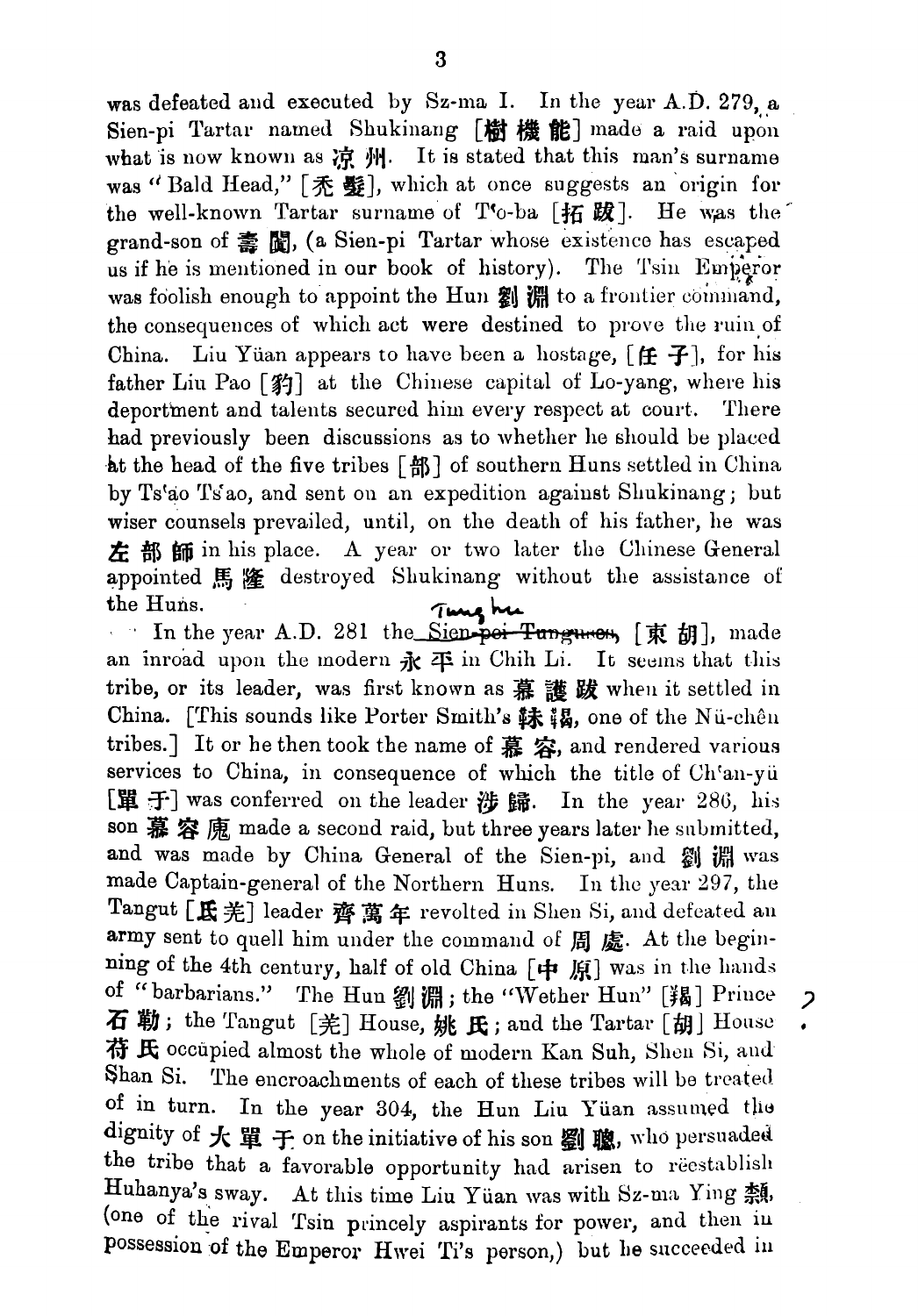was defeated and executed by Sz-ma I. In the year A.D. 279, a Sien-pi Tartar named Shukinang [樹機能] made a raid upon what is now known as 涼州. It is stated that this man's surname was "Bald Head," [禿髮], which at once suggests an origin for the well-known Tartar surname of T'o-ba [拓跋]. He was the grand-son of 壽闐, (a Sien-pi Tartar whose existence has escaped us if he is mentioned in our book of history). The Tsin Emperor was foolish enough to appoint the Hun 劉淵 to a frontier command, the consequences of which act were destined to prove the ruin of China. Liu Yüan appears to have been a hostage, [任子], for his father Liu Pao [豹] at the Chinese capital of Lo-yang, where his deportment and talents secured him every respect at court. There had previously been discussions as to whether he should be placed at the head of the five tribes [部] of southern Huns settled in China by Ts'ao Ts'ao, and sent on an expedition against Shukinang; but wiser counsels prevailed, until, on the death of his father, he was 左部師 in his place. A year or two later the Chinese General appointed 馬隆 destroyed Shukinang without the assistance of the Huns.

In the year A.D. 281 the ~~Sien-pei Tunguses~~ Tung hu [東胡], made an inroad upon the modern 永平 in Chih Li. It seems that this tribe, or its leader, was first known as 慕護跋 when it settled in China. [This sounds like Porter Smith's 靺鞨, one of the Nü-chên tribes.] It or he then took the name of 慕容, and rendered various services to China, in consequence of which the title of Ch'an-yü [單于] was conferred on the leader 涉歸. In the year 286, his son 慕容廆 made a second raid, but three years later he submitted, and was made by China General of the Sien-pi, and 劉淵 was made Captain-general of the Northern Huns. In the year 297, the Tangut [氐羌] leader 齊萬年 revolted in Shen Si, and defeated an army sent to quell him under the command of 周處. At the beginning of the 4th century, half of old China [中原] was in the hands of "barbarians." The Hun 劉淵; the "Wether Hun" [羯] Prince 石勒; the Tangut [羌] House, 姚氏; and the Tartar [胡] House 苻氏 occupied almost the whole of modern Kan Suh, Shen Si, and Shan Si. The encroachments of each of these tribes will be treated of in turn. In the year 304, the Hun Liu Yüan assumed the dignity of 大單于 on the initiative of his son 劉聰, who persuaded the tribe that a favorable opportunity had arisen to reëstablish Huhanya's sway. At this time Liu Yüan was with Sz-ma Ying 穎, (one of the rival Tsin princely aspirants for power, and then in possession of the Emperor Hwei Ti's person,) but he succeeded in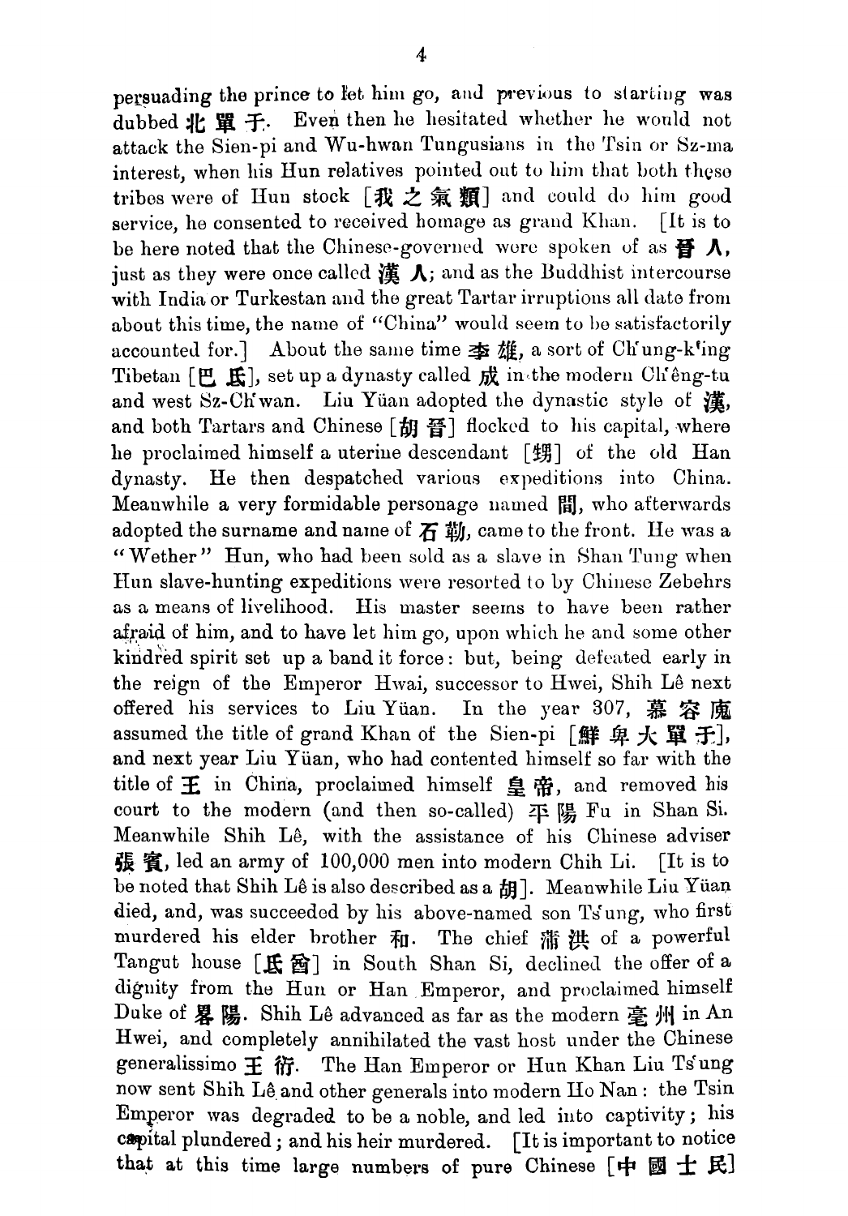persuading the prince to let him go, and previous to starting was dubbed 北單于. Even then he hesitated whether he would not attack the Sien-pi and Wu-hwan Tungusians in the Tsin or Sz-ma interest, when his Hun relatives pointed out to him that both these tribes were of Hun stock [我之氣類] and could do him good service, he consented to received homage as grand Khan. [It is to be here noted that the Chinese-governed were spoken of as 晉人, just as they were once called 漢人; and as the Buddhist intercourse with India or Turkestan and the great Tartar irruptions all date from about this time, the name of "China" would seem to be satisfactorily accounted for.] About the same time 李雄, a sort of Ch'ung-k'ing Tibetan [巴氐], set up a dynasty called 成 in the modern Ch'êng-tu and west Sz-Ch'wan. Liu Yüan adopted the dynastic style of 漢, and both Tartars and Chinese [胡晉] flocked to his capital, where he proclaimed himself a uterine descendant [甥] of the old Han dynasty. He then despatched various expeditions into China. Meanwhile a very formidable personage named �POI, who afterwards adopted the surname and name of 石勒, came to the front. He was a "Wether" Hun, who had been sold as a slave in Shan Tung when Hun slave-hunting expeditions were resorted to by Chinese Zebehrs as a means of livelihood. His master seems to have been rather afraid of him, and to have let him go, upon which he and some other kindred spirit set up a band it force: but, being defeated early in the reign of the Emperor Hwai, successor to Hwei, Shih Lê next offered his services to Liu Yüan. In the year 307, 慕容廆 assumed the title of grand Khan of the Sien-pi [鮮卑大單于], and next year Liu Yüan, who had contented himself so far with the title of 王 in China, proclaimed himself 皇帝, and removed his court to the modern (and then so-called) 平陽 Fu in Shan Si. Meanwhile Shih Lê, with the assistance of his Chinese adviser 張賓, led an army of 100,000 men into modern Chih Li. [It is to be noted that Shih Lê is also described as a 胡]. Meanwhile Liu Yüan died, and, was succeeded by his above-named son Ts'ung, who first murdered his elder brother 和. The chief 蒲洪 of a powerful Tangut house [氐酋] in South Shan Si, declined the offer of a dignity from the Hun or Han Emperor, and proclaimed himself Duke of 略陽. Shih Lê advanced as far as the modern 亳州 in An Hwei, and completely annihilated the vast host under the Chinese generalissimo 王衍. The Han Emperor or Hun Khan Liu Ts'ung now sent Shih Lê and other generals into modern Ho Nan: the Tsin Emperor was degraded to be a noble, and led into captivity; his capital plundered; and his heir murdered. [It is important to notice that at this time large numbers of pure Chinese [中國士民]

persuading the prince to let him go, and previous to starting was dubbed 北單于. Even then he hesitated whether he would not attack the Sien-pi and Wu-hwan Tungusians in the Tsin or Sz-ma interest, when his Hun relatives pointed out to him that both these tribes were of Hun stock [我之氣類] and could do him good service, he consented to received homage as grand Khan. [It is to be here noted that the Chinese-governed were spoken of as 晉人, just as they were once called 漢人; and as the Buddhist intercourse with India or Turkestan and the great Tartar irruptions all date from about this time, the name of "China" would seem to be satisfactorily accounted for.] About the same time 李雄, a sort of Ch'ung-k'ing Tibetan [巴氐], set up a dynasty called 成 in the modern Ch'êng-tu and west Sz-Ch'wan. Liu Yüan adopted the dynastic style of 漢, and both Tartars and Chinese [胡晉] flocked to his capital, where he proclaimed himself a uterine descendant [甥] of the old Han dynasty. He then despatched various expeditions into China. Meanwhile a very formidable personage named 閭, who afterwards adopted the surname and name of 石勒, came to the front. He was a "Wether" Hun, who had been sold as a slave in Shan Tung when Hun slave-hunting expeditions were resorted to by Chinese Zebehrs as a means of livelihood. His master seems to have been rather afraid of him, and to have let him go, upon which he and some other kindred spirit set up a band it force: but, being defeated early in the reign of the Emperor Hwai, successor to Hwei, Shih Lê next offered his services to Liu Yüan. In the year 307, 慕容廆 assumed the title of grand Khan of the Sien-pi [鮮卑大單于], and next year Liu Yüan, who had contented himself so far with the title of 王 in China, proclaimed himself 皇帝, and removed his court to the modern (and then so-called) 平陽 Fu in Shan Si. Meanwhile Shih Lê, with the assistance of his Chinese adviser 張賓, led an army of 100,000 men into modern Chih Li. [It is to be noted that Shih Lê is also described as a 胡]. Meanwhile Liu Yüan died, and, was succeeded by his above-named son Ts'ung, who first murdered his elder brother 和. The chief 蒲洪 of a powerful Tangut house [氐酋] in South Shan Si, declined the offer of a dignity from the Hun or Han Emperor, and proclaimed himself Duke of 略陽. Shih Lê advanced as far as the modern 亳州 in An Hwei, and completely annihilated the vast host under the Chinese generalissimo 王衍. The Han Emperor or Hun Khan Liu Ts'ung now sent Shih Lê and other generals into modern Ho Nan: the Tsin Emperor was degraded to be a noble, and led into captivity; his capital plundered; and his heir murdered. [It is important to notice that at this time large numbers of pure Chinese [中國士民]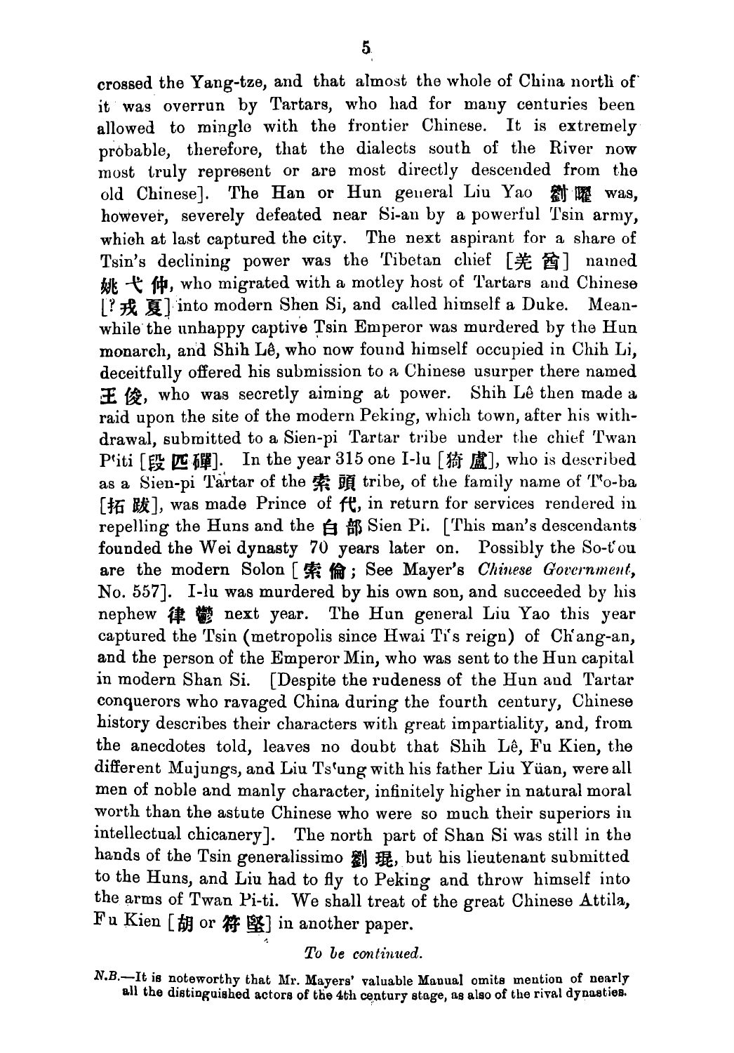crossed the Yang-tze, and that almost the whole of China north of it was overrun by Tartars, who had for many centuries been allowed to mingle with the frontier Chinese. It is extremely probable, therefore, that the dialects south of the River now most truly represent or are most directly descended from the old Chinese]. The Han or Hun general Liu Yao 劉曜 was, however, severely defeated near Si-an by a powerful Tsin army, which at last captured the city. The next aspirant for a share of Tsin's declining power was the Tibetan chief [羌酋] named 姚弋仲, who migrated with a motley host of Tartars and Chinese [? 戎夏] into modern Shen Si, and called himself a Duke. Meanwhile the unhappy captive Tsin Emperor was murdered by the Hun monarch, and Shih Lê, who now found himself occupied in Chih Li, deceitfully offered his submission to a Chinese usurper there named 王俊, who was secretly aiming at power. Shih Lê then made a raid upon the site of the modern Peking, which town, after his withdrawal, submitted to a Sien-pi Tartar tribe under the chief Twan P'iti [段匹磾]. In the year 315 one I-lu [猗盧], who is described as a Sien-pi Tartar of the 索頭 tribe, of the family name of T'o-ba [拓跋], was made Prince of 代, in return for services rendered in repelling the Huns and the 白部 Sien Pi. [This man's descendants founded the Wei dynasty 70 years later on. Possibly the So-t'ou are the modern Solon [索倫; See Mayer's *Chinese Government*, No. 557]. I-lu was murdered by his own son, and succeeded by his nephew 律鬱 next year. The Hun general Liu Yao this year captured the Tsin (metropolis since Hwai Ti's reign) of Ch'ang-an, and the person of the Emperor Min, who was sent to the Hun capital in modern Shan Si. [Despite the rudeness of the Hun and Tartar conquerors who ravaged China during the fourth century, Chinese history describes their characters with great impartiality, and, from the anecdotes told, leaves no doubt that Shih Lê, Fu Kien, the different Mujungs, and Liu Ts'ung with his father Liu Yüan, were all men of noble and manly character, infinitely higher in natural moral worth than the astute Chinese who were so much their superiors in intellectual chicanery]. The north part of Shan Si was still in the hands of the Tsin generalissimo 劉琨, but his lieutenant submitted to the Huns, and Liu had to fly to Peking and throw himself into the arms of Twan Pi-ti. We shall treat of the great Chinese Attila, Fu Kien [胡 or 符堅] in another paper.

*To be continued.*

*N.B.*—It is noteworthy that Mr. Mayers' valuable Manual omits mention of nearly all the distinguished actors of the 4th century stage, as also of the rival dynasties.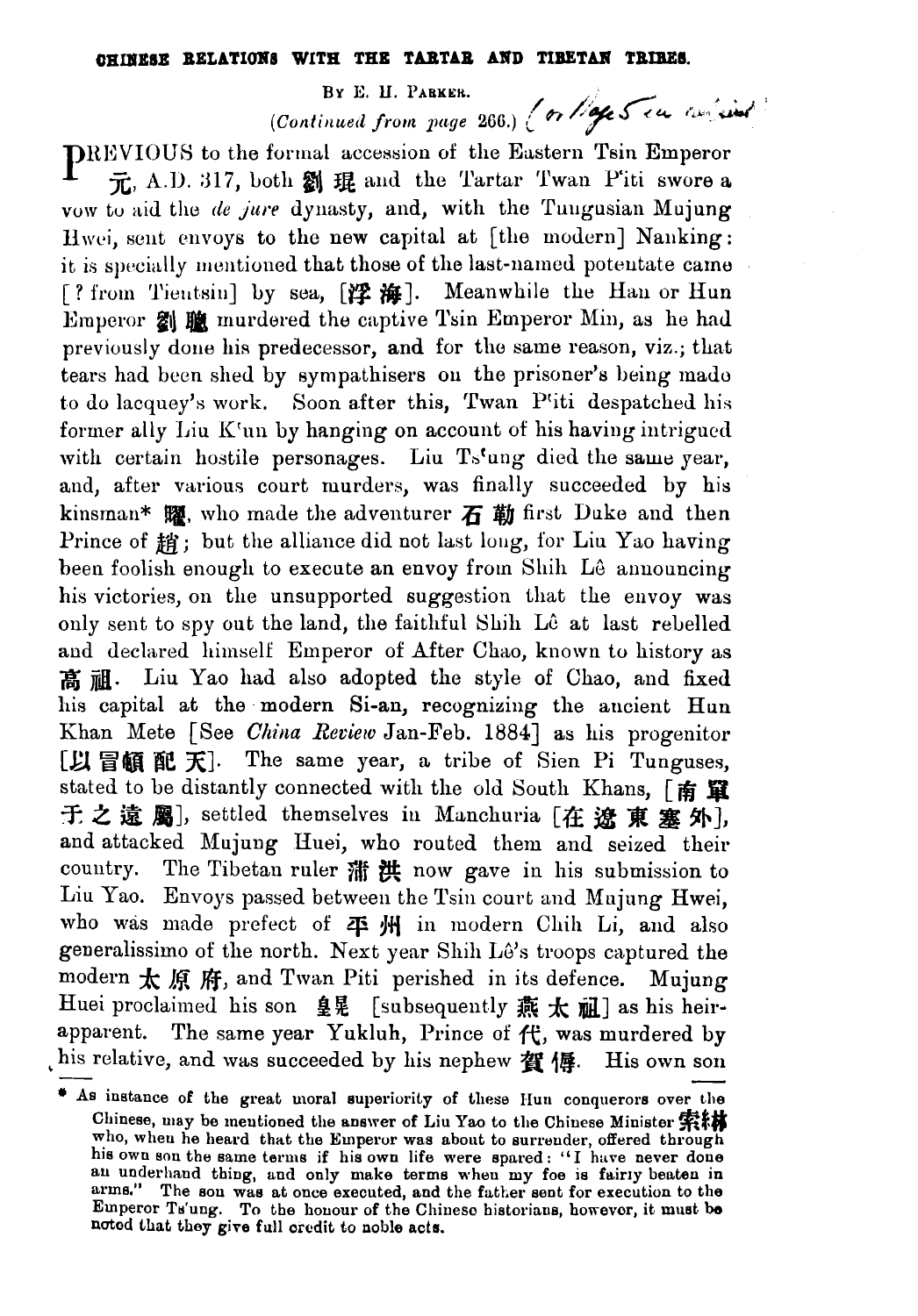# CHINESE RELATIONS WITH THE TARTAR AND TIBETAN TRIBES.

BY E. H. PARKER.

*(Continued from page 266.)* ( or Hope See out and'

PREVIOUS to the formal accession of the Eastern Tsin Emperor 元, A.D. 317, both 劉琨 and the Tartar Twan P'iti swore a vow to aid the *de jure* dynasty, and, with the Tungusian Mujung Hwei, sent envoys to the new capital at [the modern] Nanking: it is specially mentioned that those of the last-named potentate came [? from Tientsin] by sea, [浮海]. Meanwhile the Han or Hun Emperor 劉聰 murdered the captive Tsin Emperor Min, as he had previously done his predecessor, and for the same reason, viz.; that tears had been shed by sympathisers on the prisoner's being made to do lacquey's work. Soon after this, Twan P'iti despatched his former ally Liu K'un by hanging on account of his having intrigued with certain hostile personages. Liu Ts'ung died the same year, and, after various court murders, was finally succeeded by his kinsman* 曜, who made the adventurer 石勒 first Duke and then Prince of 趙; but the alliance did not last long, for Liu Yao having been foolish enough to execute an envoy from Shih Lê announcing his victories, on the unsupported suggestion that the envoy was only sent to spy out the land, the faithful Shih Lê at last rebelled and declared himself Emperor of After Chao, known to history as 高祖. Liu Yao had also adopted the style of Chao, and fixed his capital at the modern Si-an, recognizing the ancient Hun Khan Mete [See *China Review* Jan-Feb. 1884] as his progenitor [以冒頓配天]. The same year, a tribe of Sien Pi Tunguses, stated to be distantly connected with the old South Khans, [南單于之遠屬], settled themselves in Manchuria [在遼東塞外], and attacked Mujung Huei, who routed them and seized their country. The Tibetan ruler 蒲洪 now gave in his submission to Liu Yao. Envoys passed between the Tsin court and Mujung Hwei, who was made prefect of 平州 in modern Chih Li, and also generalissimo of the north. Next year Shih Lê's troops captured the modern 太原府, and Twan Piti perished in its defence. Mujung Huei proclaimed his son 皇晃 [subsequently 燕太祖] as his heir-apparent. The same year Yukluh, Prince of 代, was murdered by his relative, and was succeeded by his nephew 賀傉. His own son

---

* As instance of the great moral superiority of these Hun conquerors over the Chinese, may be mentioned the answer of Liu Yao to the Chinese Minister 索綝 who, when he heard that the Emperor was about to surrender, offered through his own son the same terms if his own life were spared: "I have never done an underhand thing, and only make terms when my foe is fairly beaten in arms." The son was at once executed, and the father sent for execution to the Emperor Ts'ung. To the honour of the Chinese historians, however, it must be noted that they give full credit to noble acts.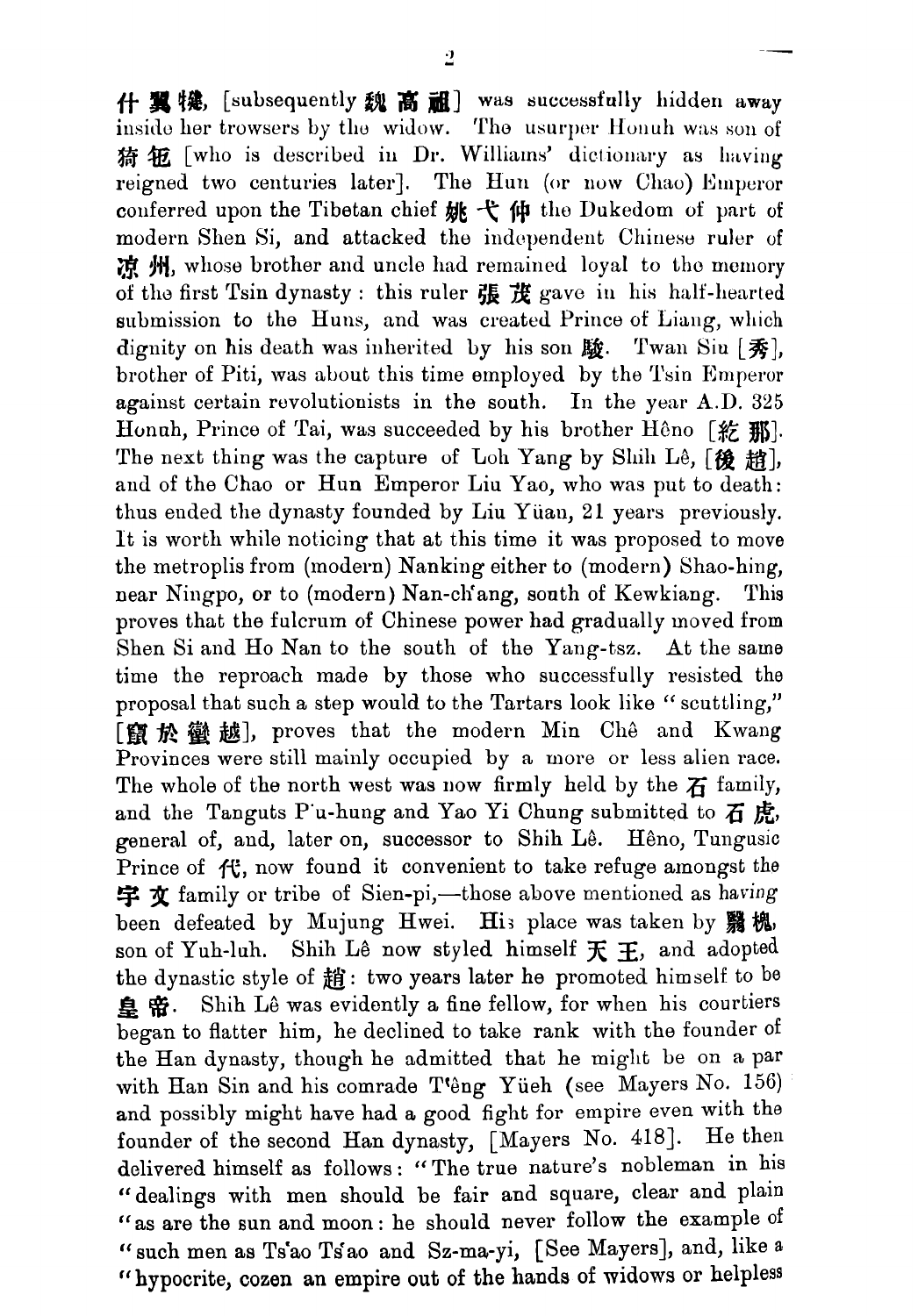什翼犍, [subsequently 魏高祖] was successfully hidden away inside her trowsers by the widow. The usurper Honuh was son of 猗㐌 [who is described in Dr. Williams' dictionary as having reigned two centuries later]. The Hun (or now Chao) Emperor conferred upon the Tibetan chief 姚弋仲 the Dukedom of part of modern Shen Si, and attacked the independent Chinese ruler of 凉州, whose brother and uncle had remained loyal to the memory of the first Tsin dynasty: this ruler 張茂 gave in his half-hearted submission to the Huns, and was created Prince of Liang, which dignity on his death was inherited by his son 駿. Twan Siu [秀], brother of Piti, was about this time employed by the Tsin Emperor against certain revolutionists in the south. In the year A.D. 325 Honuh, Prince of Tai, was succeeded by his brother Hêno [紇那]. The next thing was the capture of Loh Yang by Shih Lê, [後趙], and of the Chao or Hun Emperor Liu Yao, who was put to death: thus ended the dynasty founded by Liu Yüan, 21 years previously. It is worth while noticing that at this time it was proposed to move the metroplis from (modern) Nanking either to (modern) Shao-hing, near Ningpo, or to (modern) Nan-ch'ang, south of Kewkiang. This proves that the fulcrum of Chinese power had gradually moved from Shen Si and Ho Nan to the south of the Yang-tsz. At the same time the reproach made by those who successfully resisted the proposal that such a step would to the Tartars look like "scuttling," [竄於蠻越], proves that the modern Min Chê and Kwang Provinces were still mainly occupied by a more or less alien race. The whole of the north west was now firmly held by the 石 family, and the Tanguts P'u-hung and Yao Yi Chung submitted to 石虎, general of, and, later on, successor to Shih Lê. Hêno, Tungusic Prince of 代, now found it convenient to take refuge amongst the 宇文 family or tribe of Sien-pi,—those above mentioned as having been defeated by Mujung Hwei. His place was taken by 翳槐, son of Yuh-luh. Shih Lê now styled himself 天王, and adopted the dynastic style of 趙: two years later he promoted himself to be 皇帝. Shih Lê was evidently a fine fellow, for when his courtiers began to flatter him, he declined to take rank with the founder of the Han dynasty, though he admitted that he might be on a par with Han Sin and his comrade T'êng Yüeh (see Mayers No. 156) and possibly might have had a good fight for empire even with the founder of the second Han dynasty, [Mayers No. 418]. He then delivered himself as follows: "The true nature's nobleman in his "dealings with men should be fair and square, clear and plain "as are the sun and moon: he should never follow the example of "such men as Ts'ao Ts'ao and Sz-ma-yi, [See Mayers], and, like a "hypocrite, cozen an empire out of the hands of widows or helpless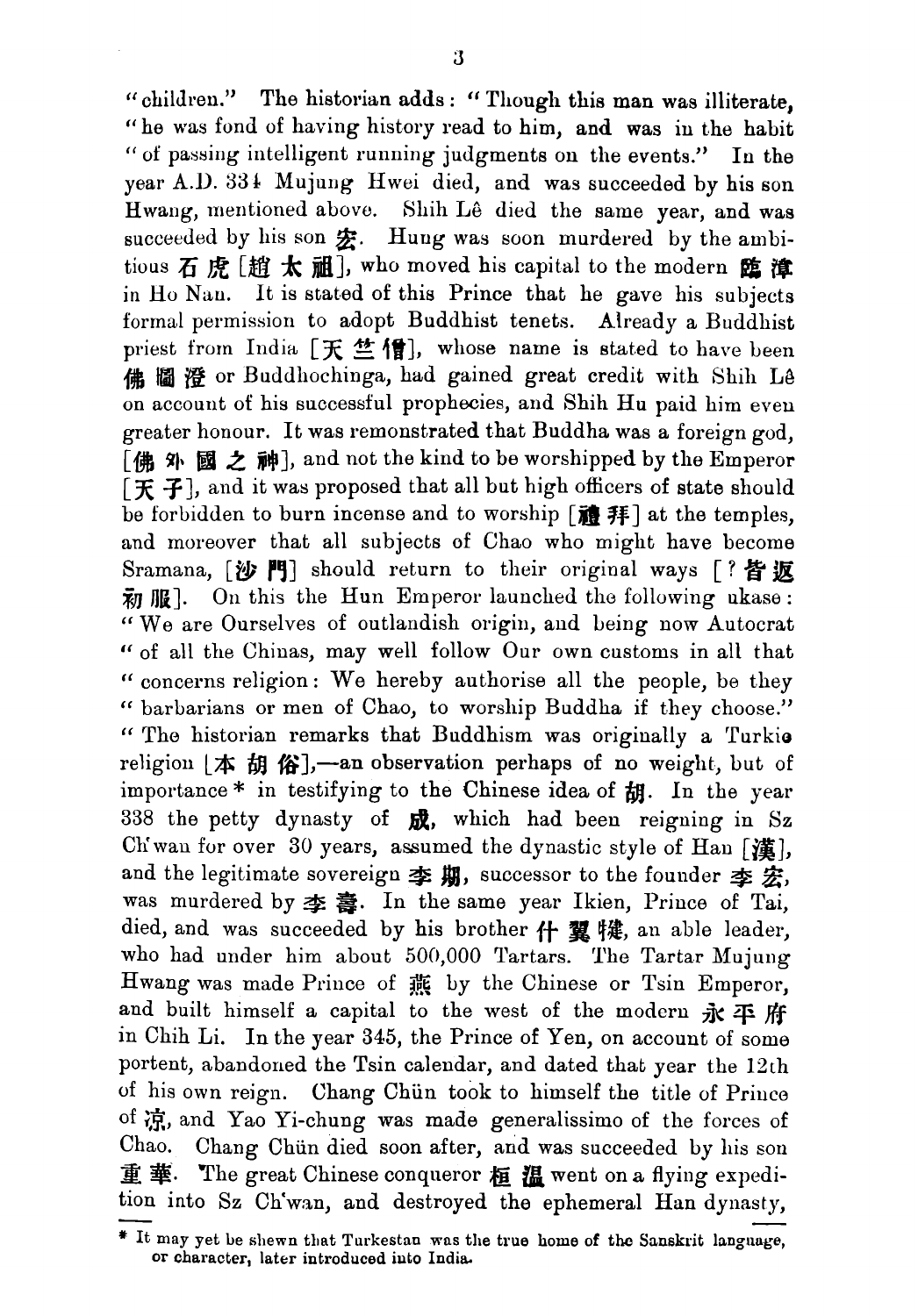"children." The historian adds: "Though this man was illiterate, "he was fond of having history read to him, and was in the habit "of passing intelligent running judgments on the events." In the year A.D. 334 Mujung Hwei died, and was succeeded by his son Hwang, mentioned above. Shih Lê died the same year, and was succeeded by his son 宏. Hung was soon murdered by the ambitious 石虎 [趙太祖], who moved his capital to the modern 臨漳 in Ho Nan. It is stated of this Prince that he gave his subjects formal permission to adopt Buddhist tenets. Already a Buddhist priest from India [天竺僧], whose name is stated to have been 佛圖澄 or Buddhochinga, had gained great credit with Shih Lê on account of his successful prophecies, and Shih Hu paid him even greater honour. It was remonstrated that Buddha was a foreign god, [佛外國之神], and not the kind to be worshipped by the Emperor [天子], and it was proposed that all but high officers of state should be forbidden to burn incense and to worship [禮拜] at the temples, and moreover that all subjects of Chao who might have become Sramana, [沙門] should return to their original ways [? 皆返初服]. On this the Hun Emperor launched the following ukase: "We are Ourselves of outlandish origin, and being now Autocrat "of all the Chinas, may well follow Our own customs in all that "concerns religion: We hereby authorise all the people, be they "barbarians or men of Chao, to worship Buddha if they choose." "The historian remarks that Buddhism was originally a Turkic religion [本胡俗],—an observation perhaps of no weight, but of importance * in testifying to the Chinese idea of 胡. In the year 338 the petty dynasty of 成, which had been reigning in Sz Ch'wan for over 30 years, assumed the dynastic style of Han [漢], and the legitimate sovereign 李期, successor to the founder 李宏, was murdered by 李壽. In the same year Ikien, Prince of Tai, died, and was succeeded by his brother 什翼犍, an able leader, who had under him about 500,000 Tartars. The Tartar Mujung Hwang was made Prince of 燕 by the Chinese or Tsin Emperor, and built himself a capital to the west of the modern 永平府 in Chih Li. In the year 345, the Prince of Yen, on account of some portent, abandoned the Tsin calendar, and dated that year the 12th of his own reign. Chang Chün took to himself the title of Prince of 凉, and Yao Yi-chung was made generalissimo of the forces of Chao. Chang Chün died soon after, and was succeeded by his son 重華. The great Chinese conqueror 桓溫 went on a flying expedition into Sz Ch'wan, and destroyed the ephemeral Han dynasty,

* It may yet be shewn that Turkestan was the true home of the Sanskrit language, or character, later introduced into India.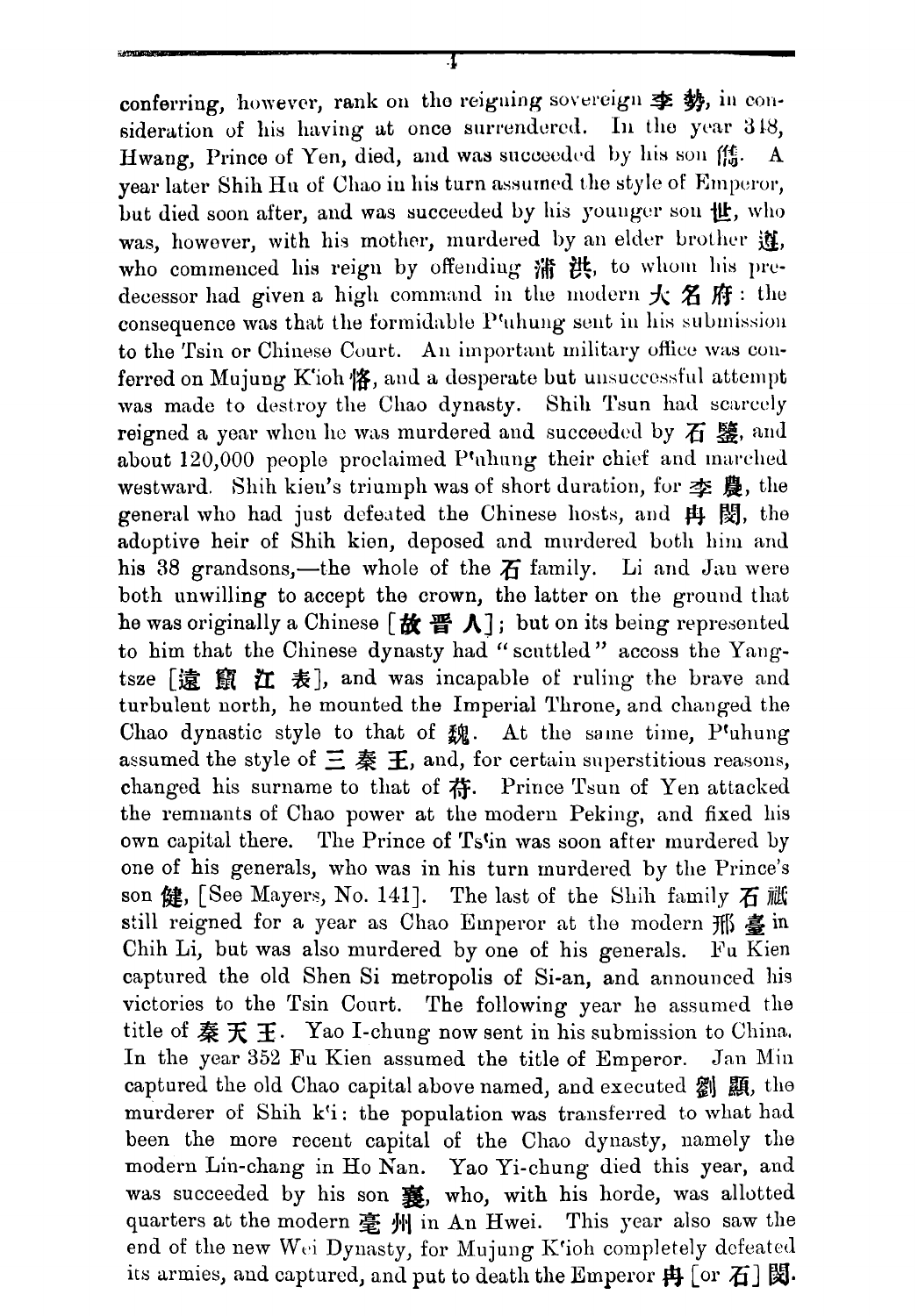conferring, however, rank on the reigning sovereign 李勢, in consideration of his having at once surrendered. In the year 348, Hwang, Prince of Yen, died, and was succeeded by his son 儁. A year later Shih Hu of Chao in his turn assumed the style of Emperor, but died soon after, and was succeeded by his younger son 世, who was, however, with his mother, murdered by an elder brother 遵, who commenced his reign by offending 蒲洪, to whom his predecessor had given a high command in the modern 大名府: the consequence was that the formidable P'uhung sent in his submission to the Tsin or Chinese Court. An important military office was conferred on Mujung K'ioh 恪, and a desperate but unsuccessful attempt was made to destroy the Chao dynasty. Shih Tsun had scarcely reigned a year when he was murdered and succeeded by 石鑒, and about 120,000 people proclaimed P'uhung their chief and marched westward. Shih kien's triumph was of short duration, for 李農, the general who had just defeated the Chinese hosts, and 冉閔, the adoptive heir of Shih kien, deposed and murdered both him and his 38 grandsons,—the whole of the 石 family. Li and Jan were both unwilling to accept the crown, the latter on the ground that he was originally a Chinese [故晋人]; but on its being represented to him that the Chinese dynasty had "scuttled" accoss the Yangtsze [遠竄江表], and was incapable of ruling the brave and turbulent north, he mounted the Imperial Throne, and changed the Chao dynastic style to that of 魏. At the same time, P'uhung assumed the style of 三秦王, and, for certain superstitious reasons, changed his surname to that of 苻. Prince Tsun of Yen attacked the remnants of Chao power at the modern Peking, and fixed his own capital there. The Prince of Ts'in was soon after murdered by one of his generals, who was in his turn murdered by the Prince's son 健, [See Mayers, No. 141]. The last of the Shih family 石祗 still reigned for a year as Chao Emperor at the modern 邢臺 in Chih Li, but was also murdered by one of his generals. Fu Kien captured the old Shen Si metropolis of Si-an, and announced his victories to the Tsin Court. The following year he assumed the title of 秦天王. Yao I-chung now sent in his submission to China. In the year 352 Fu Kien assumed the title of Emperor. Jan Min captured the old Chao capital above named, and executed 劉顯, the murderer of Shih k'i: the population was transferred to what had been the more recent capital of the Chao dynasty, namely the modern Lin-chang in Ho Nan. Yao Yi-chung died this year, and was succeeded by his son 襄, who, with his horde, was allotted quarters at the modern 亳州 in An Hwei. This year also saw the end of the new Wei Dynasty, for Mujung K'ioh completely defeated its armies, and captured, and put to death the Emperor 冉 [or 石] 閔.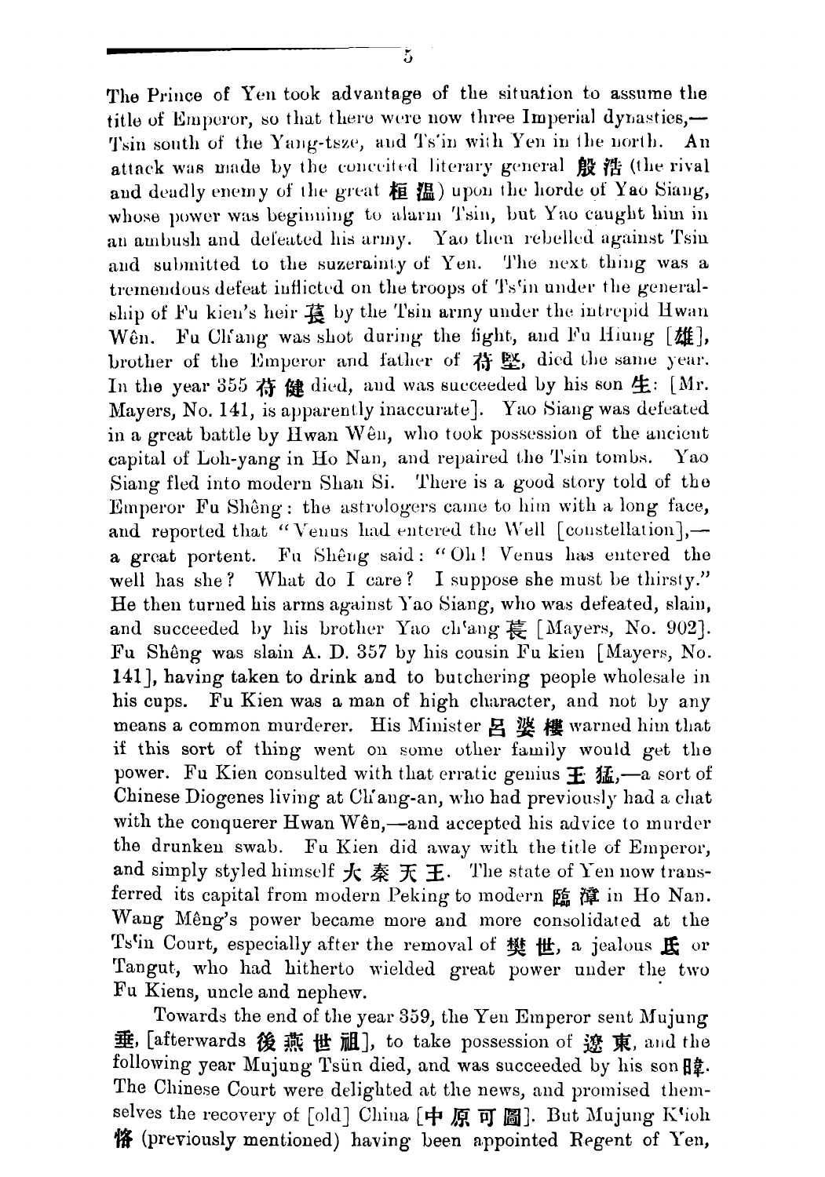The Prince of Yen took advantage of the situation to assume the title of Emperor, so that there were now three Imperial dynasties,—Tsin south of the Yang-tsze, and Ts'in with Yen in the north. An attack was made by the conceited literary general 殷浩 (the rival and deadly enemy of the great 桓温) upon the horde of Yao Siang, whose power was beginning to alarm Tsin, but Yao caught him in an ambush and defeated his army. Yao then rebelled against Tsin and submitted to the suzerainty of Yen. The next thing was a tremendous defeat inflicted on the troops of Ts'in under the generalship of Fu kien's heir 萇 by the Tsin army under the intrepid Hwan Wên. Fu Ch'ang was shot during the fight, and Fu Hiung [雄], brother of the Emperor and father of 苻堅, died the same year. In the year 355 苻健 died, and was succeeded by his son 生: [Mr. Mayers, No. 141, is apparently inaccurate]. Yao Siang was defeated in a great battle by Hwan Wên, who took possession of the ancient capital of Loh-yang in Ho Nan, and repaired the Tsin tombs. Yao Siang fled into modern Shan Si. There is a good story told of the Emperor Fu Shêng: the astrologers came to him with a long face, and reported that "Venus had entered the Well [constellation],—a great portent. Fu Shêng said: "Oh! Venus has entered the well has she? What do I care? I suppose she must be thirsty." He then turned his arms against Yao Siang, who was defeated, slain, and succeeded by his brother Yao ch'ang 萇 [Mayers, No. 902]. Fu Shêng was slain A. D. 357 by his cousin Fu kien [Mayers, No. 141], having taken to drink and to butchering people wholesale in his cups. Fu Kien was a man of high character, and not by any means a common murderer. His Minister 呂婆樓 warned him that if this sort of thing went on some other family would get the power. Fu Kien consulted with that erratic genius 王猛,—a sort of Chinese Diogenes living at Ch'ang-an, who had previously had a chat with the conquerer Hwan Wên,—and accepted his advice to murder the drunken swab. Fu Kien did away with the title of Emperor, and simply styled himself 大秦天王. The state of Yen now transferred its capital from modern Peking to modern 臨漳 in Ho Nan. Wang Mêng's power became more and more consolidated at the Ts'in Court, especially after the removal of 樊世, a jealous 氐 or Tangut, who had hitherto wielded great power under the two Fu Kiens, uncle and nephew.

Towards the end of the year 359, the Yen Emperor sent Mujung 垂, [afterwards 後燕世祖], to take possession of 遼東, and the following year Mujung Tsün died, and was succeeded by his son 暐. The Chinese Court were delighted at the news, and promised themselves the recovery of [old] China [中原可圖]. But Mujung K'ioh 恪 (previously mentioned) having been appointed Regent of Yen,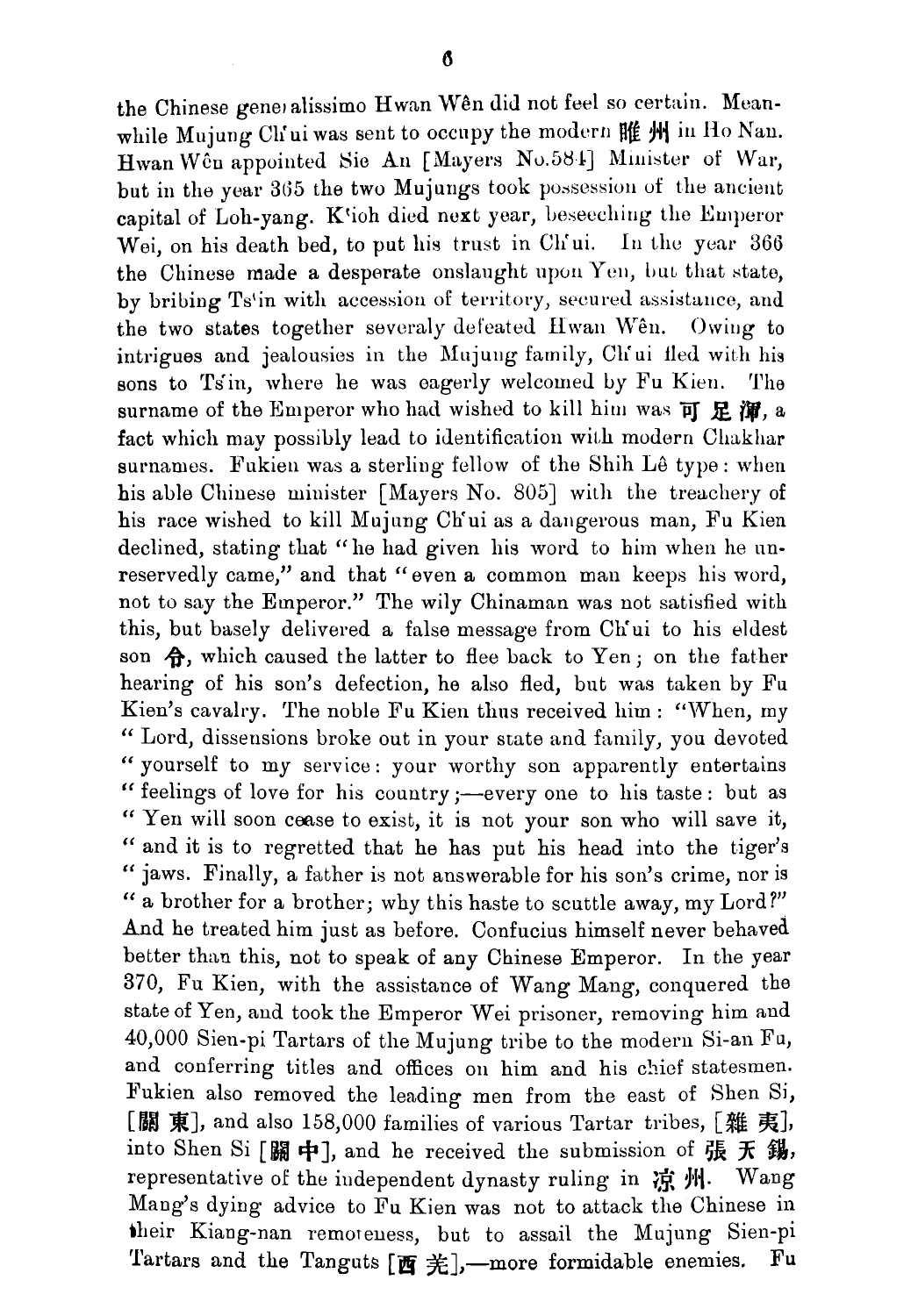the Chinese generalissimo Hwan Wên did not feel so certain. Meanwhile Mujung Ch'ui was sent to occupy the modern 睢州 in Ho Nan. Hwan Wên appointed Sie An [Mayers No.584] Minister of War, but in the year 365 the two Mujungs took possession of the ancient capital of Loh-yang. K'ioh died next year, beseeching the Emperor Wei, on his death bed, to put his trust in Ch'ui. In the year 366 the Chinese made a desperate onslaught upon Yen, but that state, by bribing Ts'in with accession of territory, secured assistance, and the two states together severaly defeated Hwan Wên. Owing to intrigues and jealousies in the Mujung family, Ch'ui fled with his sons to Ts'in, where he was eagerly welcomed by Fu Kien. The surname of the Emperor who had wished to kill him was 可足渾, a fact which may possibly lead to identification with modern Chakhar surnames. Fukien was a sterling fellow of the Shih Lê type: when his able Chinese minister [Mayers No. 805] with the treachery of his race wished to kill Mujung Ch'ui as a dangerous man, Fu Kien declined, stating that "he had given his word to him when he unreservedly came," and that "even a common man keeps his word, not to say the Emperor." The wily Chinaman was not satisfied with this, but basely delivered a false message from Ch'ui to his eldest son 令, which caused the latter to flee back to Yen; on the father hearing of his son's defection, he also fled, but was taken by Fu Kien's cavalry. The noble Fu Kien thus received him: "When, my "Lord, dissensions broke out in your state and family, you devoted "yourself to my service: your worthy son apparently entertains "feelings of love for his country;—every one to his taste: but as "Yen will soon cease to exist, it is not your son who will save it, "and it is to regretted that he has put his head into the tiger's "jaws. Finally, a father is not answerable for his son's crime, nor is "a brother for a brother; why this haste to scuttle away, my Lord?" And he treated him just as before. Confucius himself never behaved better than this, not to speak of any Chinese Emperor. In the year 370, Fu Kien, with the assistance of Wang Mang, conquered the state of Yen, and took the Emperor Wei prisoner, removing him and 40,000 Sien-pi Tartars of the Mujung tribe to the modern Si-an Fu, and conferring titles and offices on him and his chief statesmen. Fukien also removed the leading men from the east of Shen Si, [關東], and also 158,000 families of various Tartar tribes, [雜夷], into Shen Si [關中], and he received the submission of 張天錫, representative of the independent dynasty ruling in 涼州. Wang Mang's dying advice to Fu Kien was not to attack the Chinese in their Kiang-nan remoteness, but to assail the Mujung Sien-pi Tartars and the Tanguts [西羌],—more formidable enemies. Fu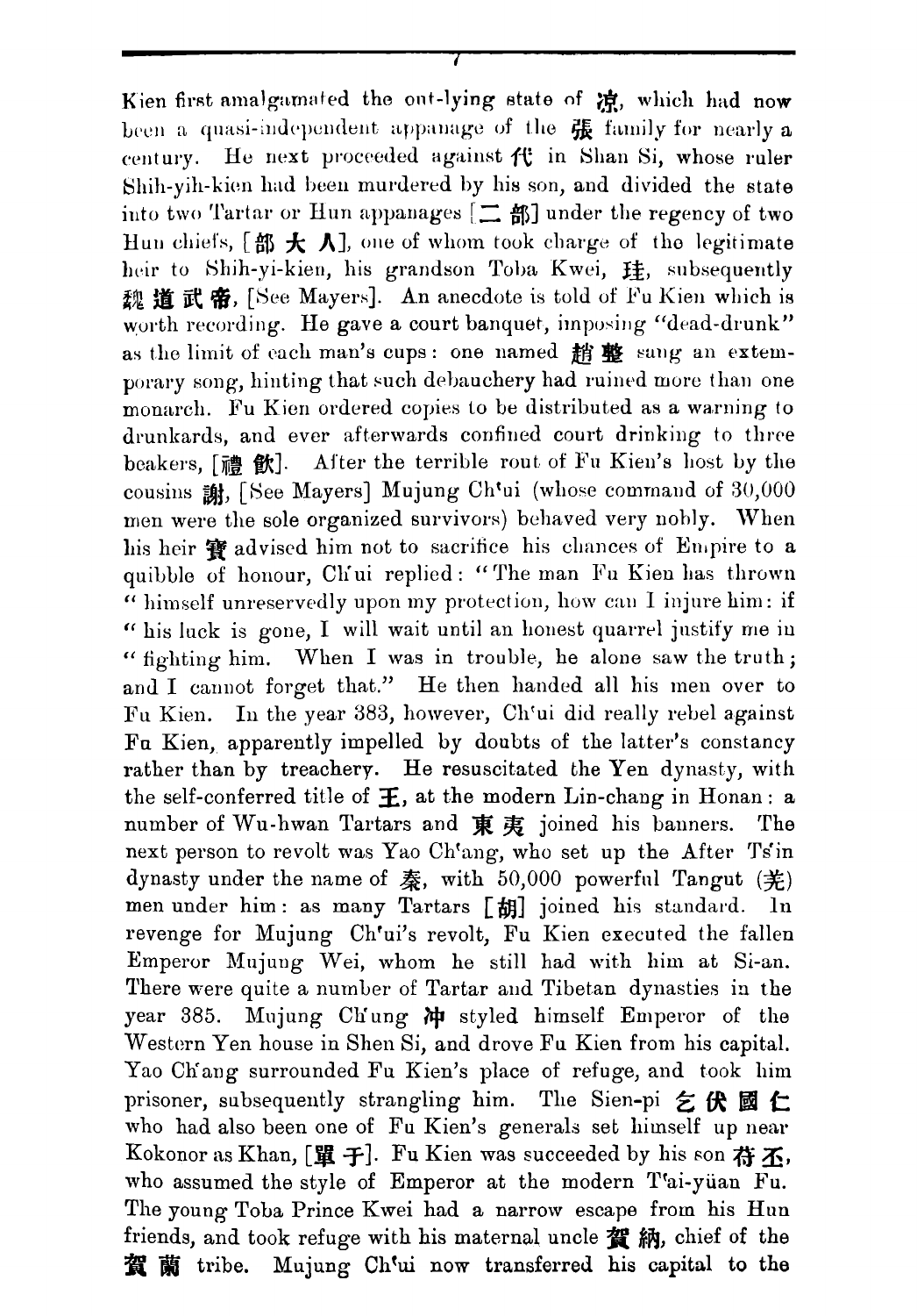Kien first amalgamated the out-lying state of 涼, which had now been a quasi-independent appanage of the 張 family for nearly a century. He next proceeded against 代 in Shan Si, whose ruler Shih-yih-kien had been murdered by his son, and divided the state into two Tartar or Hun appanages [二 部] under the regency of two Hun chiefs, [部 大 人], one of whom took charge of the legitimate heir to Shih-yi-kien, his grandson Toba Kwei, 珪, subsequently 魏 道 武 帝, [See Mayers]. An anecdote is told of Fu Kien which is worth recording. He gave a court banquet, imposing "dead-drunk" as the limit of each man's cups: one named 趙 整 sang an extemporary song, hinting that such debauchery had ruined more than one monarch. Fu Kien ordered copies to be distributed as a warning to drunkards, and ever afterwards confined court drinking to three beakers, [禮 飲]. After the terrible rout of Fu Kien's host by the cousins 謝, [See Mayers] Mujung Ch'ui (whose command of 30,000 men were the sole organized survivors) behaved very nobly. When his heir 寶 advised him not to sacrifice his chances of Empire to a quibble of honour, Ch'ui replied: "The man Fu Kien has thrown "himself unreservedly upon my protection, how can I injure him: if "his luck is gone, I will wait until an honest quarrel justify me in "fighting him. When I was in trouble, he alone saw the truth; and I cannot forget that." He then handed all his men over to Fu Kien. In the year 383, however, Ch'ui did really rebel against Fu Kien, apparently impelled by doubts of the latter's constancy rather than by treachery. He resuscitated the Yen dynasty, with the self-conferred title of 王, at the modern Lin-chang in Honan: a number of Wu-hwan Tartars and 東 夷 joined his banners. The next person to revolt was Yao Ch'ang, who set up the After Ts'in dynasty under the name of 秦, with 50,000 powerful Tangut (羌) men under him: as many Tartars [胡] joined his standard. In revenge for Mujung Ch'ui's revolt, Fu Kien executed the fallen Emperor Mujung Wei, whom he still had with him at Si-an. There were quite a number of Tartar and Tibetan dynasties in the year 385. Mujung Ch'ung 冲 styled himself Emperor of the Western Yen house in Shen Si, and drove Fu Kien from his capital. Yao Ch'ang surrounded Fu Kien's place of refuge, and took him prisoner, subsequently strangling him. The Sien-pi 乞 伏 國 仁 who had also been one of Fu Kien's generals set himself up near Kokonor as Khan, [單 于]. Fu Kien was succeeded by his son 苻 丕, who assumed the style of Emperor at the modern T'ai-yüan Fu. The young Toba Prince Kwei had a narrow escape from his Hun friends, and took refuge with his maternal uncle 賀 納, chief of the 賀 蘭 tribe. Mujung Ch'ui now transferred his capital to the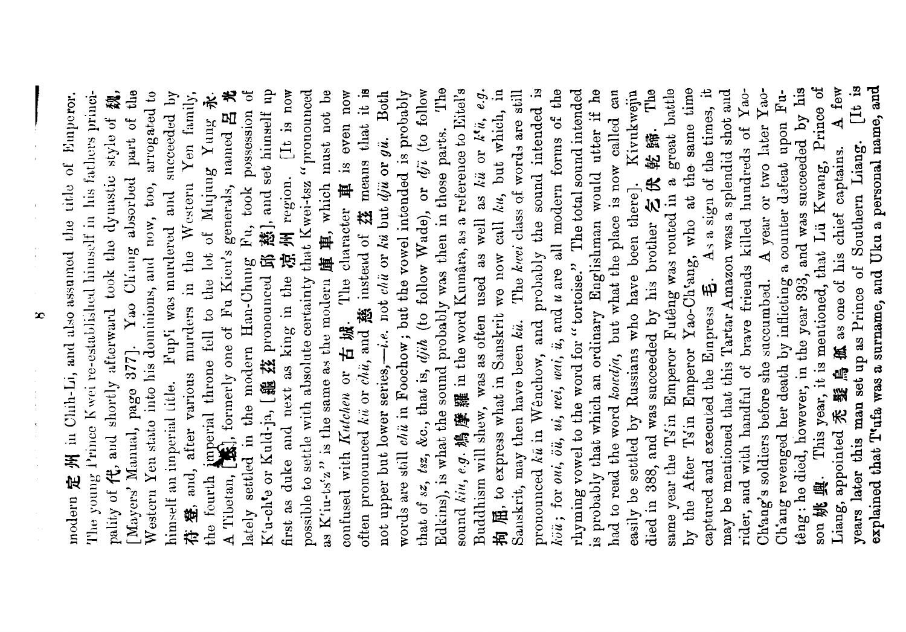modern 定州 in Chih-Li, and also assumed the title of Emperor. The young Prince Kwei re-established himself in his fathers principality of 代, and shortly afterward took the dynastic style of 魏, [Mayers' Manual, page 377]. Yao Ch'ang absorbed part of the Western Yen state into his dominions, and now, too, arrogated to himself an imperial title. Fup'i was murdered and succeeded by 苻登, and, after various murders in the Western Yen family, the fourth imperial throne fell to the lot of Mujung Yung 永. A Tibetan, [氐], formerly one of Fu Kien's generals, named 呂光 lately settled in the modern Han-Chung Fu, took possession of K'u-ch'e or Kuld-ja, [龜茲 pronounced 邱慈], and set himself up first as duke and next as king in the 涼州 region. [It is now possible to settle with absolute certainty that Kwei-tsz "pronounced as K'iu-ts'z" is the same as the modern 庫車, which must not be confused with *Kutchen* or 古城. The character 車 is even now often pronounced *kü* or *chü*, and 慈 instead of 茲 means that it is not upper but lower series,—*i.e.* not *chü* or *kü* but *djü* or *gü*. Both words are still *chü* in Foochow; but the vowel intended is probably that of *sz*, *tsz*, &c., that is, *djih* (to follow Wade), or *dzï* (to follow Edkins), is what the sound probably was then in those parts. The sound *kiu*, *e.g.* 鳩摩羅 in the word Kumâra, as a reference to Eitel's Buddhism will shew, was as often used as well as *kü* or *k'ü*, *e.g.* 拘屈, to express what in Sanskrit we now call *ku*, but which, in Sanskrit, may then have been *kü*. The *kwei* class of words are still pronounced *kü* in Wênchow, and probably the sound intended is *köü*; for *oui*, *öü*, *ui*, *wei*, *wai*, *ü*, and *u* are all modern forms of the rhyming vowel to the word for "tortoise." The total sound intended is probably that which an ordinary Englishman would utter if he had to read the word *koudja*, but what the place is now called can easily be settled by Russians who have been there]. Kivukwejin died in 388, and was succeeded by his brother 乞伏乾歸. The same year the Ts'in Emperor Futêng was routed in a great battle by the After Ts'in Emperor Yao-Ch'ang, who at the same time captured and executed the Empress 毛. As a sign of the times, it may be mentioned that this Tartar Amazon was a splendid shot and rider, and with handful of brave friends killed hundreds of Yao-Ch'ang's soldiers before she succumbed. A year or two later Yao-Ch'ang revenged her death by inflicting a counter defeat upon Futêng: he died, however, in the year 393, and was succeeded by his son 姚興. This year, it is mentioned, that Lü Kwang, Prince of Liang, appointed 禿髮烏孤 as one of his chief captains. **A few years later this man set up as Prince of Southern Liang. [It is explained that T'ufa was a surname, and Uku a personal name, and**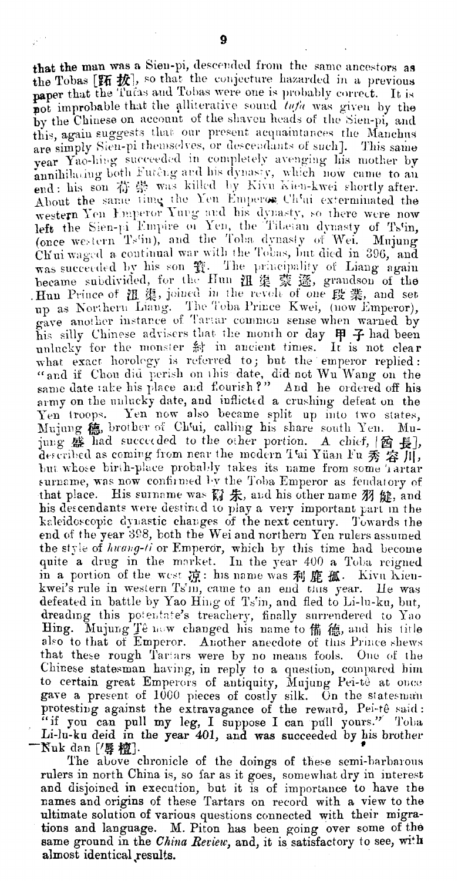that the man was a Sien-pi, descended from the same ancestors as the Tobas [跖拔], so that the conjecture hazarded in a previous paper that the Tufas and Tobas were one is probably correct. It is not improbable that the alliterative sound *tufa* was given by the by the Chinese on account of the shaven heads of the Sien-pi, and this, again suggests that our present acquaintances the Manchus are simply Sien-pi themselves, or descendants of such]. This same year Yao-hing succeeded in completely avenging his mother by annihilating both Futêng and his dynasty, which now came to an end: his son 苻崇 was killed by Kivu Kien-kwei shortly after. About the same time the Yen Emperor Ch'ui exterminated the western Yen Emperor Yung and his dynasty, so there were now left the Sien-pi Empire of Yen, the Tibetan dynasty of Ts'in, (once western Ts'in), and the Toba dynasty of Wei. Mujung Ch'ui waged a continual war with the Tobas, but died in 396, and was succeeded by his son 寶. The principality of Liang again became subdivided, for the Hun 沮渠蒙遜, grandson of the Hun Prince of 沮渠, joined in the revolt of one 段業, and set up as Northern Liang. The Toba Prince Kwei, (now Emperor), gave another instance of Tartar common sense when warned by his silly Chinese advisers that the month or day 甲子 had been unlucky for the monster 紂 in ancient times. It is not clear what exact horology is referred to; but the emperor replied: "and if Chou did perish on this date, did not Wu Wang on the same date take his place and flourish?" And he ordered off his army on the unlucky date, and inflicted a crushing defeat on the Yen troops. Yen now also became split up into two states, Mujung 德, brother of Ch'ui, calling his share south Yen. Mujung 盛 had succeeded to the other portion. A chief, [酋長], described as coming from near the modern T'ai Yüan Fu 秀容川, but whose birth-place probably takes its name from some Tartar surname, was now confirmed by the Toba Emperor as feudatory of that place. His surname was 尒朱, and his other name 羽健, and his descendants were destined to play a very important part in the kaleidoscopic dynastic changes of the next century. Towards the end of the year 398, both the Wei and northern Yen rulers assumed the style of *hwang-ti* or Emperor, which by this time had become quite a drug in the market. In the year 400 a Toba reigned in a portion of the west 涼: his name was 利鹿孤. Kivu Kien-kwei's rule in western Ts'in, came to an end this year. He was defeated in battle by Yao Hing of Ts'in, and fled to Li-lu-ku, but, dreading this potentate's treachery, finally surrendered to Yao Hing. Mujung Tê now changed his name to 備德, and his title also to that of Emperor. Another anecdote of this Prince shews that these rough Tartars were by no means fools. One of the Chinese statesman having, in reply to a question, compared him to certain great Emperors of antiquity, Mujung Pei-tê at once gave a present of 1000 pieces of costly silk. On the statesman protesting against the extravagance of the reward, Pei-tê said: "if you can pull my leg, I suppose I can pull yours." Toba Li-lu-ku deid in the year 401, and was succeeded by his brother Nuk dan [傉檀].

The above chronicle of the doings of these semi-barbarous rulers in north China is, so far as it goes, somewhat dry in interest and disjoined in execution, but it is of importance to have the names and origins of these Tartars on record with a view to the ultimate solution of various questions connected with their migrations and language. M. Piton has been going over some of the same ground in the *China Review*, and, it is satisfactory to see, with almost identical results.